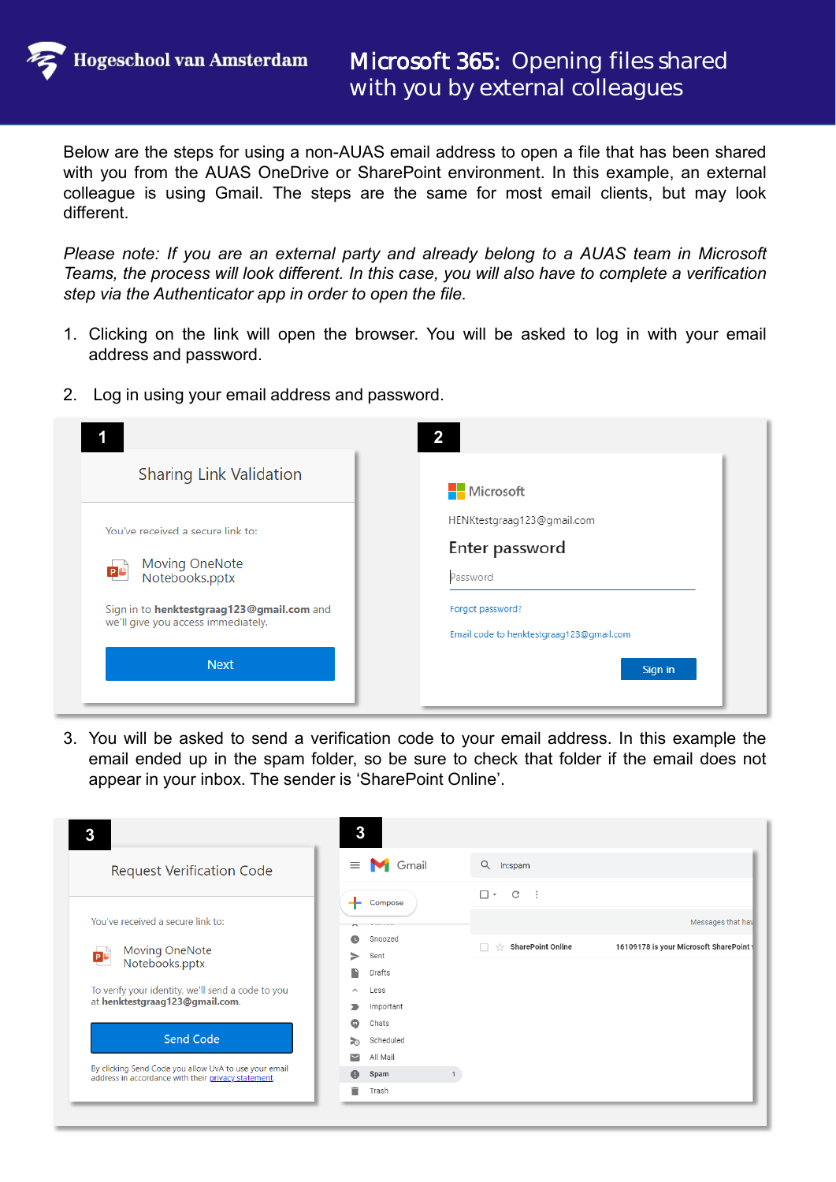Hogeschool van Amsterdam

# Microsoft 365: Opening files shared with you by external colleagues

Below are the steps for using a non-AUAS email address to open a file that has been shared with you from the AUAS OneDrive or SharePoint environment. In this example, an external colleague is using Gmail. The steps are the same for most email clients, but may look different.

*Please note: If you are an external party and already belong to a AUAS team in Microsoft Teams, the process will look different. In this case, you will also have to complete a verification step via the Authenticator app in order to open the file.*

1. Clicking on the link will open the browser. You will be asked to log in with your email address and password.

2. Log in using your email address and password.

**1**

Sharing Link Validation

You've received a secure link to:

Moving OneNote Notebooks.pptx

Sign in to **henktestgraag123@gmail.com** and we'll give you access immediately.

Next

**2**

Microsoft

HENKtestgraag123@gmail.com

Enter password

Password

Forgot password?

Email code to henktestgraag123@gmail.com

Sign in

3. You will be asked to send a verification code to your email address. In this example the email ended up in the spam folder, so be sure to check that folder if the email does not appear in your inbox. The sender is 'SharePoint Online'.

**3**

Request Verification Code

You've received a secure link to:

Moving OneNote Notebooks.pptx

To verify your identity, we'll send a code to you at **henktestgraag123@gmail.com**.

Send Code

By clicking Send Code you allow UvA to use your email address in accordance with their privacy statement.

**3**

Gmail

in:spam

Compose

Snoozed

Sent

Drafts

Less

Important

Chats

Scheduled

All Mail

Spam 1

Trash

Messages that hav

**SharePoint Online** **16109178 is your Microsoft SharePoint**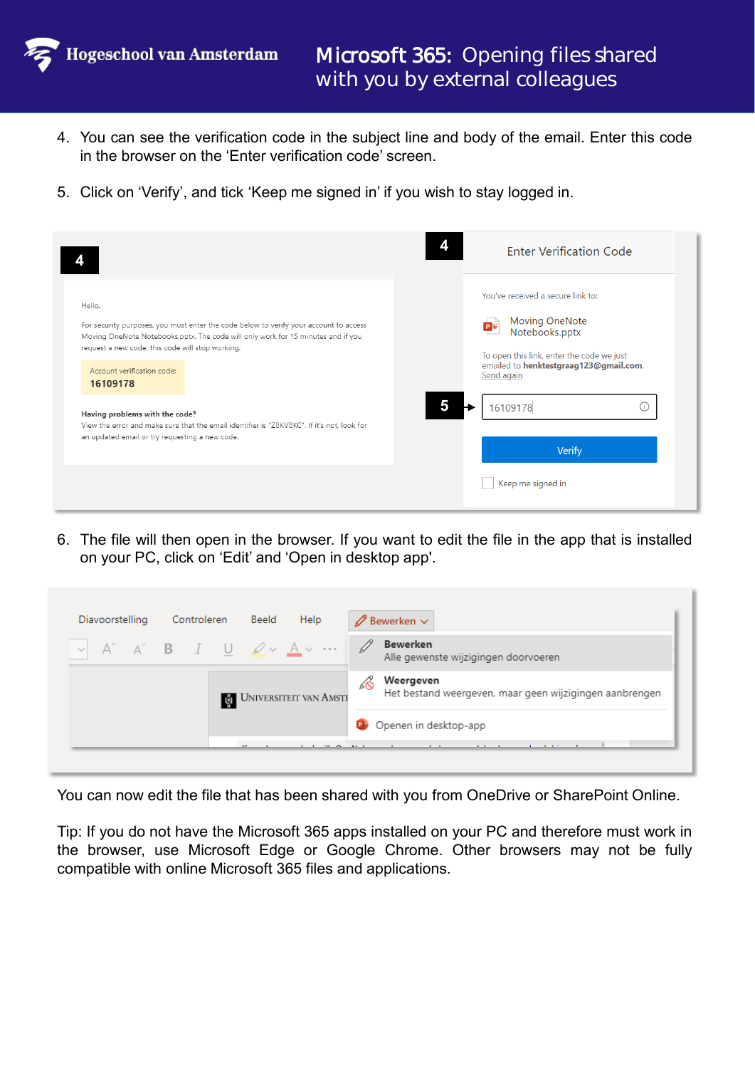4. You can see the verification code in the subject line and body of the email. Enter this code in the browser on the 'Enter verification code' screen.

5. Click on 'Verify', and tick 'Keep me signed in' if you wish to stay logged in.

6. The file will then open in the browser. If you want to edit the file in the app that is installed on your PC, click on 'Edit' and 'Open in desktop app'.

You can now edit the file that has been shared with you from OneDrive or SharePoint Online.

Tip: If you do not have the Microsoft 365 apps installed on your PC and therefore must work in the browser, use Microsoft Edge or Google Chrome. Other browsers may not be fully compatible with online Microsoft 365 files and applications.